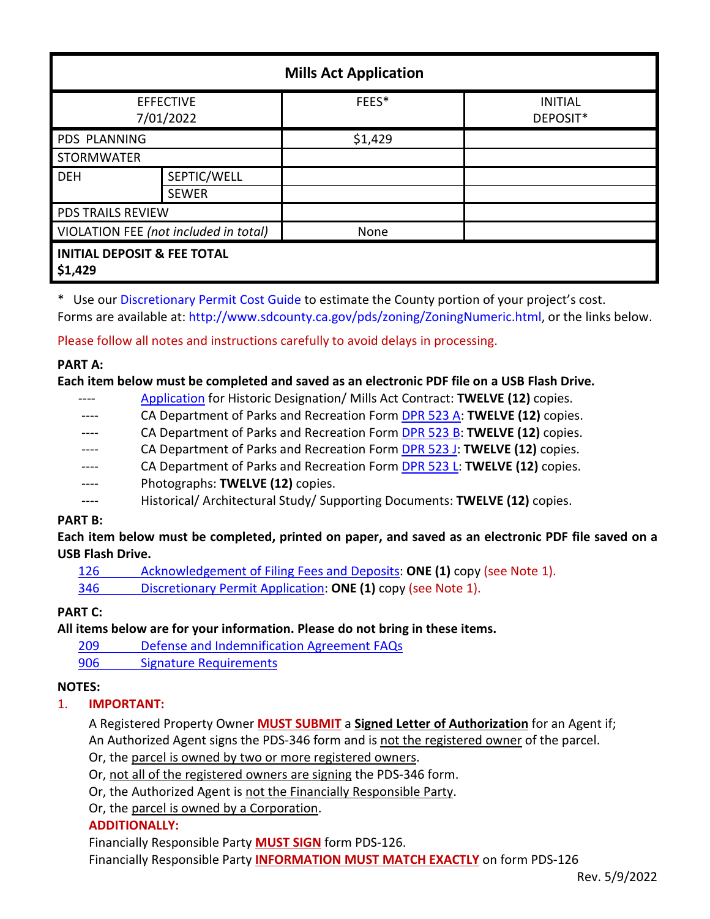| Mills Act Application | | | |
|---|---|---|---|
| EFFECTIVE 7/01/2022 | | FEES* | INITIAL DEPOSIT* |
| PDS PLANNING | | $1,429 | |
| STORMWATER | | | |
| DEH | SEPTIC/WELL | | |
| | SEWER | | |
| PDS TRAILS REVIEW | | | |
| VIOLATION FEE *(not included in total)* | | None | |
| **INITIAL DEPOSIT & FEE TOTAL $1,429** | | | |

\* Use our Discretionary Permit Cost Guide to estimate the County portion of your project's cost.
Forms are available at: http://www.sdcounty.ca.gov/pds/zoning/ZoningNumeric.html, or the links below.

Please follow all notes and instructions carefully to avoid delays in processing.

**PART A:**

**Each item below must be completed and saved as an electronic PDF file on a USB Flash Drive.**

- ---- Application for Historic Designation/ Mills Act Contract: **TWELVE (12)** copies.
- ---- CA Department of Parks and Recreation Form DPR 523 A: **TWELVE (12)** copies.
- ---- CA Department of Parks and Recreation Form DPR 523 B: **TWELVE (12)** copies.
- ---- CA Department of Parks and Recreation Form DPR 523 J: **TWELVE (12)** copies.
- ---- CA Department of Parks and Recreation Form DPR 523 L: **TWELVE (12)** copies.
- ---- Photographs: **TWELVE (12)** copies.
- ---- Historical/ Architectural Study/ Supporting Documents: **TWELVE (12)** copies.

**PART B:**

**Each item below must be completed, printed on paper, and saved as an electronic PDF file saved on a USB Flash Drive.**

- 126 Acknowledgement of Filing Fees and Deposits: **ONE (1)** copy (see Note 1).
- 346 Discretionary Permit Application: **ONE (1)** copy (see Note 1).

**PART C:**

**All items below are for your information. Please do not bring in these items.**

- 209 Defense and Indemnification Agreement FAQs
- 906 Signature Requirements

**NOTES:**

1. **IMPORTANT:**

   A Registered Property Owner **MUST SUBMIT** a **Signed Letter of Authorization** for an Agent if;
   An Authorized Agent signs the PDS-346 form and is not the registered owner of the parcel.
   Or, the parcel is owned by two or more registered owners.
   Or, not all of the registered owners are signing the PDS-346 form.
   Or, the Authorized Agent is not the Financially Responsible Party.
   Or, the parcel is owned by a Corporation.

   **ADDITIONALLY:**

   Financially Responsible Party **MUST SIGN** form PDS-126.
   Financially Responsible Party **INFORMATION MUST MATCH EXACTLY** on form PDS-126

Rev. 5/9/2022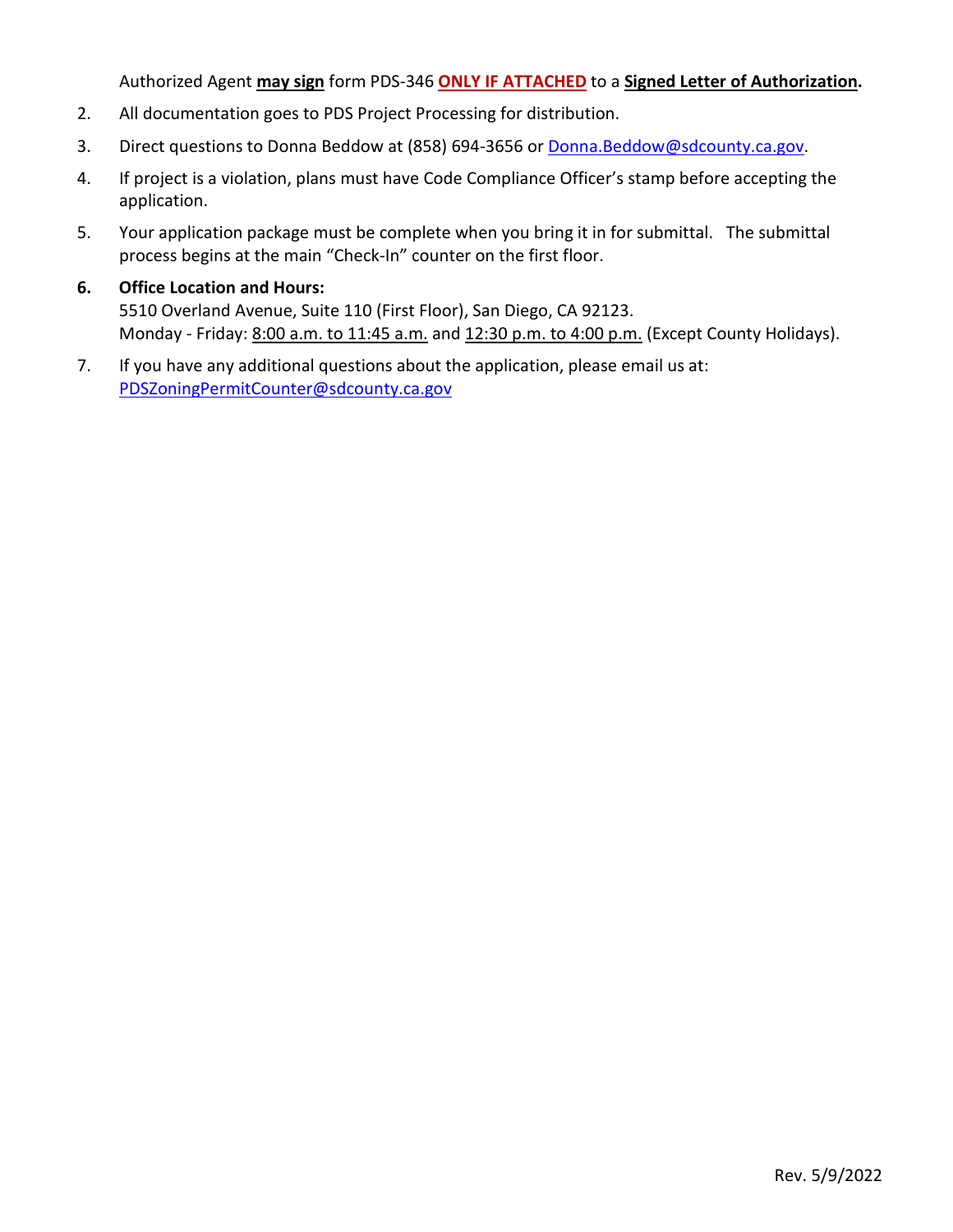Authorized Agent **may sign** form PDS-346 **ONLY IF ATTACHED** to a **Signed Letter of Authorization.**

2. All documentation goes to PDS Project Processing for distribution.
3. Direct questions to Donna Beddow at (858) 694-3656 or Donna.Beddow@sdcounty.ca.gov.
4. If project is a violation, plans must have Code Compliance Officer's stamp before accepting the application.
5. Your application package must be complete when you bring it in for submittal. The submittal process begins at the main "Check-In" counter on the first floor.
6. **Office Location and Hours:**
   5510 Overland Avenue, Suite 110 (First Floor), San Diego, CA 92123.
   Monday - Friday: 8:00 a.m. to 11:45 a.m. and 12:30 p.m. to 4:00 p.m. (Except County Holidays).
7. If you have any additional questions about the application, please email us at: PDSZoningPermitCounter@sdcounty.ca.gov

Rev. 5/9/2022